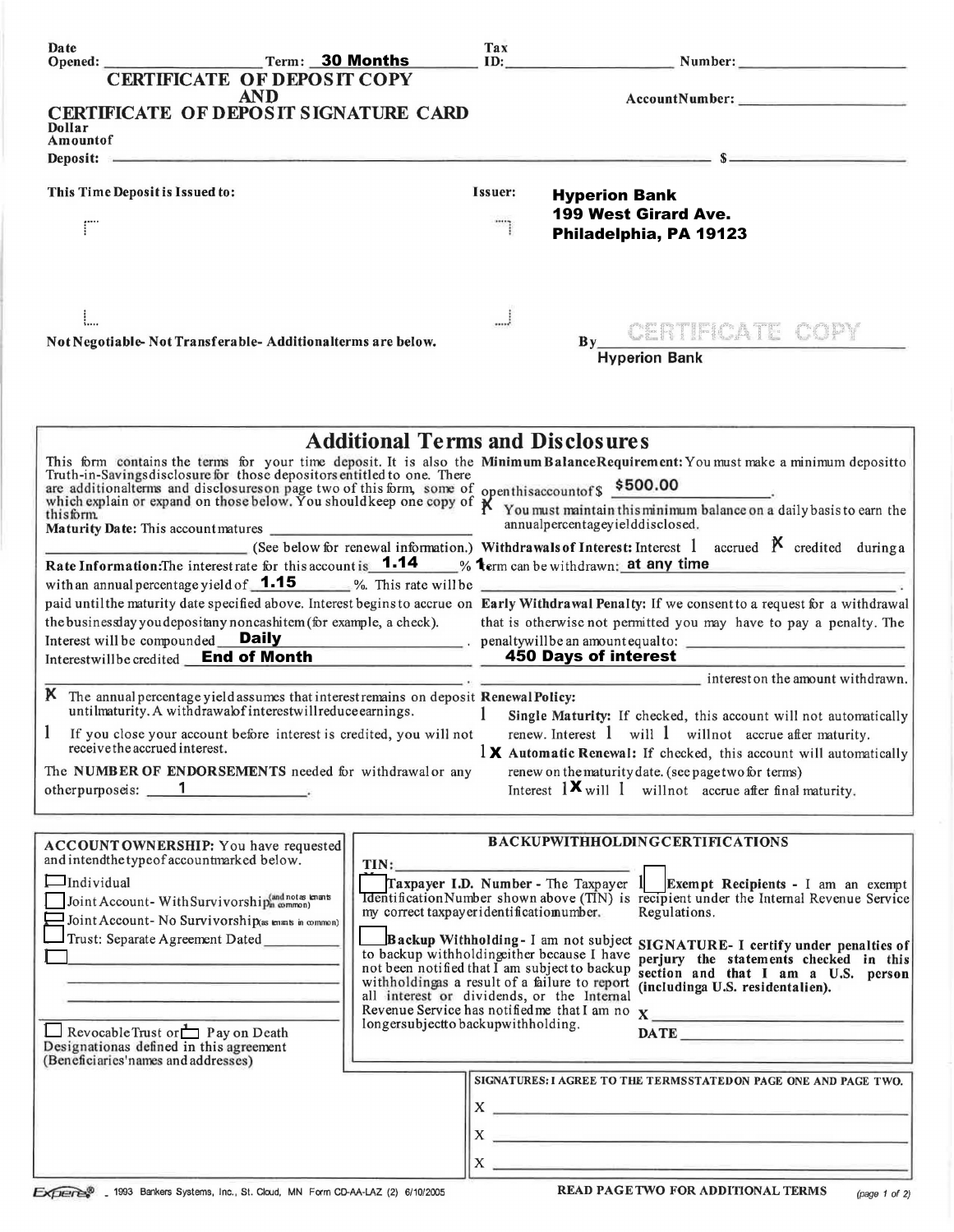Date Opened: ____________ Term: **30 Months** Tax ID: ____________ Number: ____________

# CERTIFICATE OF DEPOSIT COPY AND CERTIFICATE OF DEPOSIT SIGNATURE CARD

Account Number: ____________

Dollar Amount of Deposit: ____________ $ ____________

This Time Deposit is Issued to:

Issuer: **Hyperion Bank**
**199 West Girard Ave.**
**Philadelphia, PA 19123**

Not Negotiable- Not Transferable- Additional terms are below.

By CERTIFICATE COPY
**Hyperion Bank**

## Additional Terms and Disclosures

This form contains the terms for your time deposit. It is also the Truth-in-Savings disclosure for those depositors entitled to one. There are additional terms and disclosures on page two of this form, some of which explain or expand on those below. You should keep one copy of this form.

**Maturity Date:** This account matures ____________ (See below for renewal information.)

**Rate Information:** The interest rate for this account is **1.14** % with an annual percentage yield of **1.15** %. This rate will be paid until the maturity date specified above. Interest begins to accrue on the business day you deposit any noncash item (for example, a check).

Interest will be compounded **Daily**.

Interest will be credited **End of Month**.

X The annual percentage yield assumes that interest remains on deposit until maturity. A withdrawal of interest will reduce earnings.

☐ If you close your account before interest is credited, you will not receive the accrued interest.

The **NUMBER OF ENDORSEMENTS** needed for withdrawal or any other purpose is: **1**.

**Minimum Balance Requirement:** You must make a minimum deposit to open this account of $ **$500.00**.

X You must maintain this minimum balance on a daily basis to earn the annual percentage yield disclosed.

**Withdrawals of Interest:** Interest ☐ accrued X credited during a term can be withdrawn: **at any time**

**Early Withdrawal Penalty:** If we consent to a request for a withdrawal that is otherwise not permitted you may have to pay a penalty. The penalty will be an amount equal to: **450 Days of interest** interest on the amount withdrawn.

**Renewal Policy:**

☐ **Single Maturity:** If checked, this account will not automatically renew. Interest ☐ will ☐ will not accrue after maturity.

X **Automatic Renewal:** If checked, this account will automatically renew on the maturity date. (see page two for terms) Interest X will ☐ will not accrue after final maturity.

**ACCOUNT OWNERSHIP:** You have requested and intend the type of account marked below.

☐ Individual
☐ Joint Account- With Survivorship (and not as tenants in common)
☐ Joint Account- No Survivorship (as tenants in common)
☐ Trust: Separate Agreement Dated ____________
☐ ____________

☐ Revocable Trust or ☐ Pay on Death Designation as defined in this agreement (Beneficiaries' names and addresses)

**BACKUP WITHHOLDING CERTIFICATIONS**

TIN: ____________

☐ **Taxpayer I.D. Number** - The Taxpayer Identification Number shown above (TIN) is my correct taxpayer identification number.

☐ **Backup Withholding** - I am not subject to backup withholding either because I have not been notified that I am subject to backup withholding as a result of a failure to report all interest or dividends, or the Internal Revenue Service has notified me that I am no longer subject to backup withholding.

☐ **Exempt Recipients** - I am an exempt recipient under the Internal Revenue Service Regulations.

**SIGNATURE- I certify under penalties of perjury the statements checked in this section and that I am a U.S. person (including a U.S. resident alien).**

X ____________

DATE ____________

**SIGNATURES: I AGREE TO THE TERMS STATED ON PAGE ONE AND PAGE TWO.**

X ____________

X ____________

X ____________

Experes® - 1993 Bankers Systems, Inc., St. Cloud, MN Form CD-AA-LAZ (2) 6/10/2005

**READ PAGE TWO FOR ADDITIONAL TERMS**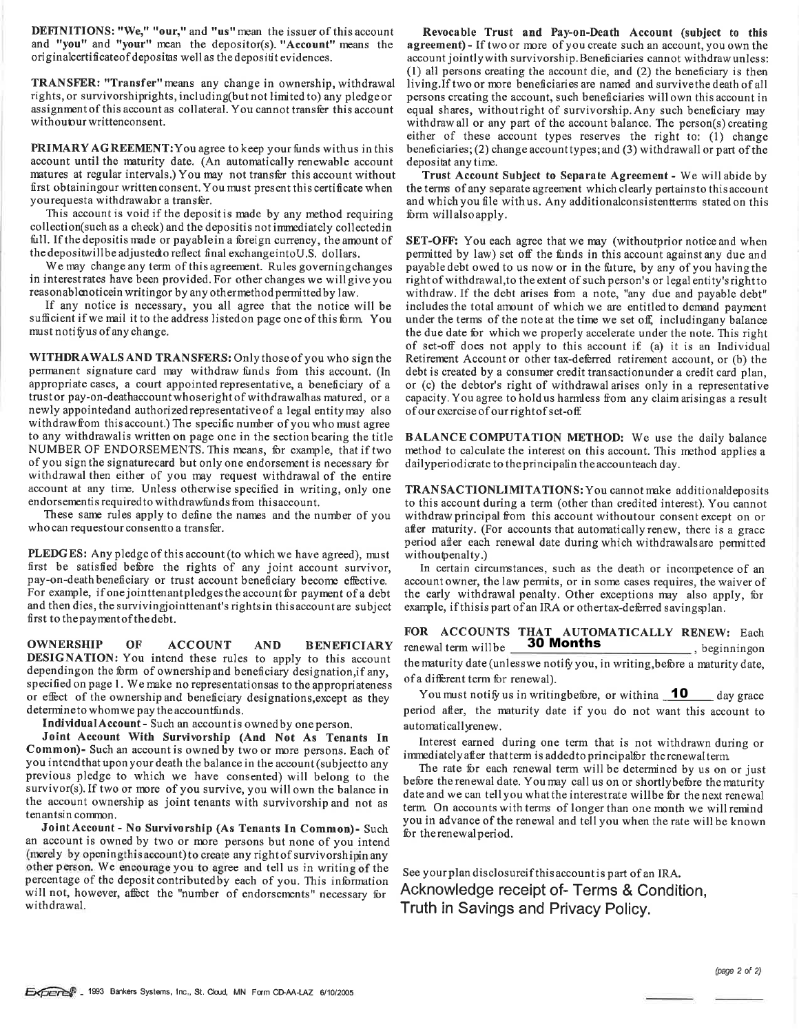**DEFINITIONS:** **"We," "our,"** and **"us"** mean the issuer of this account and **"you"** and **"your"** mean the depositor(s). **"Account"** means the original certificate of deposit as well as the deposit it evidences.

**TRANSFER:** **"Transfer"** means any change in ownership, withdrawal rights, or survivorship rights, including (but not limited to) any pledge or assignment of this account as collateral. You cannot transfer this account without our written consent.

**PRIMARY AGREEMENT:** You agree to keep your funds with us in this account until the maturity date. (An automatically renewable account matures at regular intervals.) You may not transfer this account without first obtaining our written consent. You must present this certificate when you request a withdrawal or a transfer.

This account is void if the deposit is made by any method requiring collection (such as a check) and the deposit is not immediately collected in full. If the deposit is made or payable in a foreign currency, the amount of the deposit will be adjusted to reflect final exchange into U.S. dollars.

We may change any term of this agreement. Rules governing changes in interest rates have been provided. For other changes we will give you reasonable notice in writing or by any other method permitted by law.

If any notice is necessary, you all agree that the notice will be sufficient if we mail it to the address listed on page one of this form. You must notify us of any change.

**WITHDRAWALS AND TRANSFERS:** Only those of you who sign the permanent signature card may withdraw funds from this account. (In appropriate cases, a court appointed representative, a beneficiary of a trust or pay-on-death account whose right of withdrawal has matured, or a newly appointed and authorized representative of a legal entity may also withdraw from this account.) The specific number of you who must agree to any withdrawal is written on page one in the section bearing the title NUMBER OF ENDORSEMENTS. This means, for example, that if two of you sign the signature card but only one endorsement is necessary for withdrawal then either of you may request withdrawal of the entire account at any time. Unless otherwise specified in writing, only one endorsement is required to withdraw funds from this account.

These same rules apply to define the names and the number of you who can request our consent to a transfer.

**PLEDGES:** Any pledge of this account (to which we have agreed), must first be satisfied before the rights of any joint account survivor, pay-on-death beneficiary or trust account beneficiary become effective. For example, if one joint tenant pledges the account for payment of a debt and then dies, the surviving joint tenant's rights in this account are subject first to the payment of the debt.

**OWNERSHIP OF ACCOUNT AND BENEFICIARY DESIGNATION:** You intend these rules to apply to this account depending on the form of ownership and beneficiary designation, if any, specified on page 1. We make no representations as to the appropriateness or effect of the ownership and beneficiary designations, except as they determine to whom we pay the account funds.

**Individual Account** - Such an account is owned by one person.

**Joint Account With Survivorship (And Not As Tenants In Common)**- Such an account is owned by two or more persons. Each of you intend that upon your death the balance in the account (subject to any previous pledge to which we have consented) will belong to the survivor(s). If two or more of you survive, you will own the balance in the account ownership as joint tenants with survivorship and not as tenants in common.

**Joint Account - No Survivorship (As Tenants In Common)**- Such an account is owned by two or more persons but none of you intend (merely by opening this account) to create any right of survivorship in any other person. We encourage you to agree and tell us in writing of the percentage of the deposit contributed by each of you. This information will not, however, affect the "number of endorsements" necessary for withdrawal.

**Revocable Trust and Pay-on-Death Account (subject to this agreement)** - If two or more of you create such an account, you own the account jointly with survivorship. Beneficiaries cannot withdraw unless: (1) all persons creating the account die, and (2) the beneficiary is then living. If two or more beneficiaries are named and survive the death of all persons creating the account, such beneficiaries will own this account in equal shares, without right of survivorship. Any such beneficiary may withdraw all or any part of the account balance. The person(s) creating either of these account types reserves the right to: (1) change beneficiaries; (2) change account types; and (3) withdraw all or part of the deposit at any time.

**Trust Account Subject to Separate Agreement** - We will abide by the terms of any separate agreement which clearly pertains to this account and which you file with us. Any additional consistent terms stated on this form will also apply.

**SET-OFF:** You each agree that we may (without prior notice and when permitted by law) set off the funds in this account against any due and payable debt owed to us now or in the future, by any of you having the right of withdrawal, to the extent of such person's or legal entity's right to withdraw. If the debt arises from a note, "any due and payable debt" includes the total amount of which we are entitled to demand payment under the terms of the note at the time we set off, including any balance the due date for which we properly accelerate under the note. This right of set-off does not apply to this account if: (a) it is an Individual Retirement Account or other tax-deferred retirement account, or (b) the debt is created by a consumer credit transaction under a credit card plan, or (c) the debtor's right of withdrawal arises only in a representative capacity. You agree to hold us harmless from any claim arising as a result of our exercise of our right of set-off.

**BALANCE COMPUTATION METHOD:** We use the daily balance method to calculate the interest on this account. This method applies a daily periodic rate to the principal in the account each day.

**TRANSACTION LIMITATIONS:** You cannot make additional deposits to this account during a term (other than credited interest). You cannot withdraw principal from this account without our consent except on or after maturity. (For accounts that automatically renew, there is a grace period after each renewal date during which withdrawals are permitted without penalty.)

In certain circumstances, such as the death or incompetence of an account owner, the law permits, or in some cases requires, the waiver of the early withdrawal penalty. Other exceptions may also apply, for example, if this is part of an IRA or other tax-deferred savings plan.

**FOR ACCOUNTS THAT AUTOMATICALLY RENEW:** Each renewal term will be **30 Months**, beginning on the maturity date (unless we notify you, in writing, before a maturity date, of a different term for renewal).

You must notify us in writing before, or within a **10** day grace period after, the maturity date if you do not want this account to automatically renew.

Interest earned during one term that is not withdrawn during or immediately after that term is added to principal for the renewal term.

The rate for each renewal term will be determined by us on or just before the renewal date. You may call us on or shortly before the maturity date and we can tell you what the interest rate will be for the next renewal term. On accounts with terms of longer than one month we will remind you in advance of the renewal and tell you when the rate will be known for the renewal period.

See your plan disclosure if this account is part of an IRA.

Acknowledge receipt of- Terms & Condition, Truth in Savings and Privacy Policy.

Experts® - 1993 Bankers Systems, Inc., St. Cloud, MN Form CD-AA-LAZ 6/10/2005